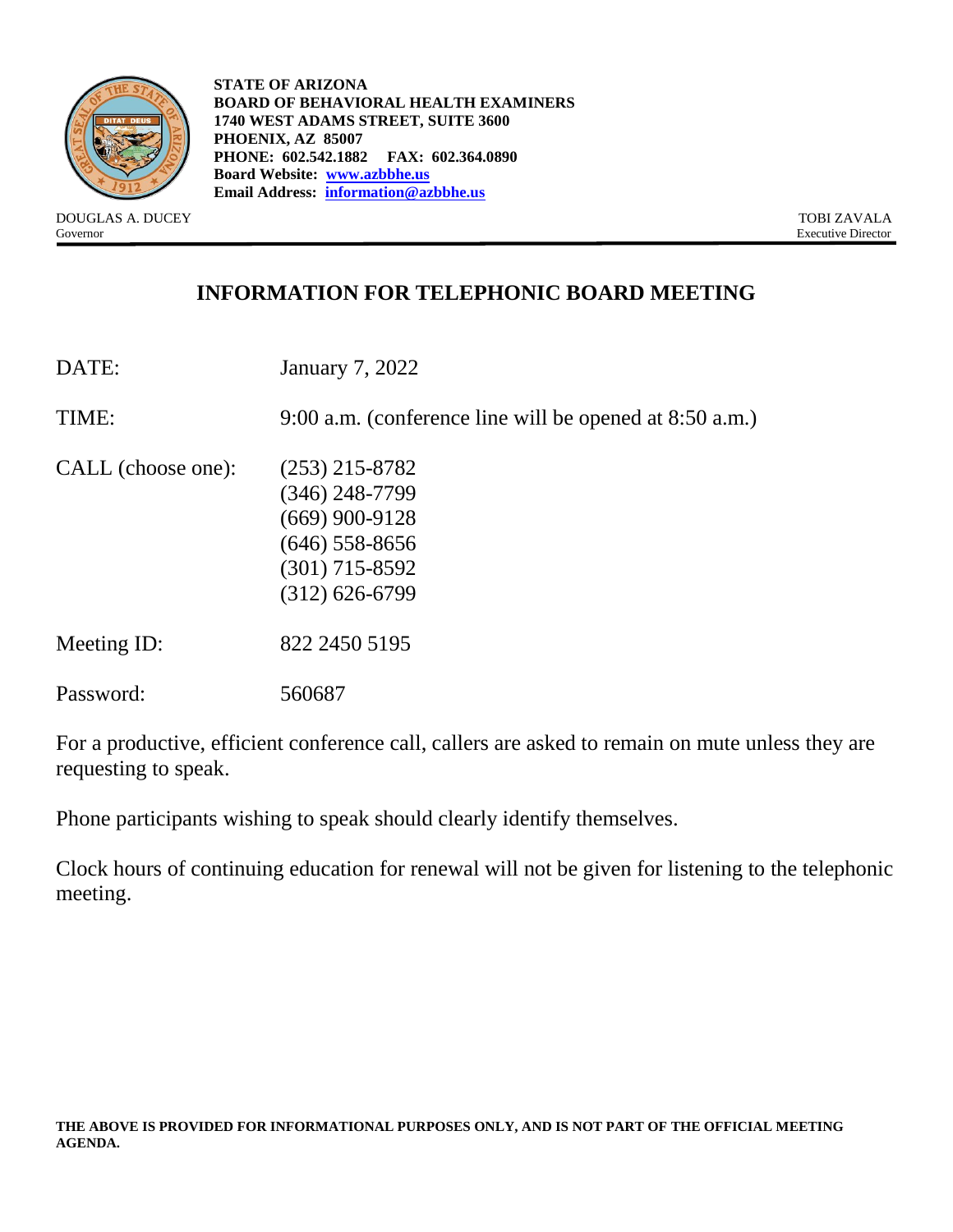**STATE OF ARIZONA**
**BOARD OF BEHAVIORAL HEALTH EXAMINERS**
**1740 WEST ADAMS STREET, SUITE 3600**
**PHOENIX, AZ 85007**
**PHONE: 602.542.1882 FAX: 602.364.0890**
**Board Website: [www.azbbhe.us](http://www.azbbhe.us)**
**Email Address: [information@azbbhe.us](mailto:information@azbbhe.us)**

DOUGLAS A. DUCEY
Governor

TOBI ZAVALA
Executive Director

## INFORMATION FOR TELEPHONIC BOARD MEETING

DATE: January 7, 2022

TIME: 9:00 a.m. (conference line will be opened at 8:50 a.m.)

CALL (choose one):
(253) 215-8782
(346) 248-7799
(669) 900-9128
(646) 558-8656
(301) 715-8592
(312) 626-6799

Meeting ID: 822 2450 5195

Password: 560687

For a productive, efficient conference call, callers are asked to remain on mute unless they are requesting to speak.

Phone participants wishing to speak should clearly identify themselves.

Clock hours of continuing education for renewal will not be given for listening to the telephonic meeting.

**THE ABOVE IS PROVIDED FOR INFORMATIONAL PURPOSES ONLY, AND IS NOT PART OF THE OFFICIAL MEETING AGENDA.**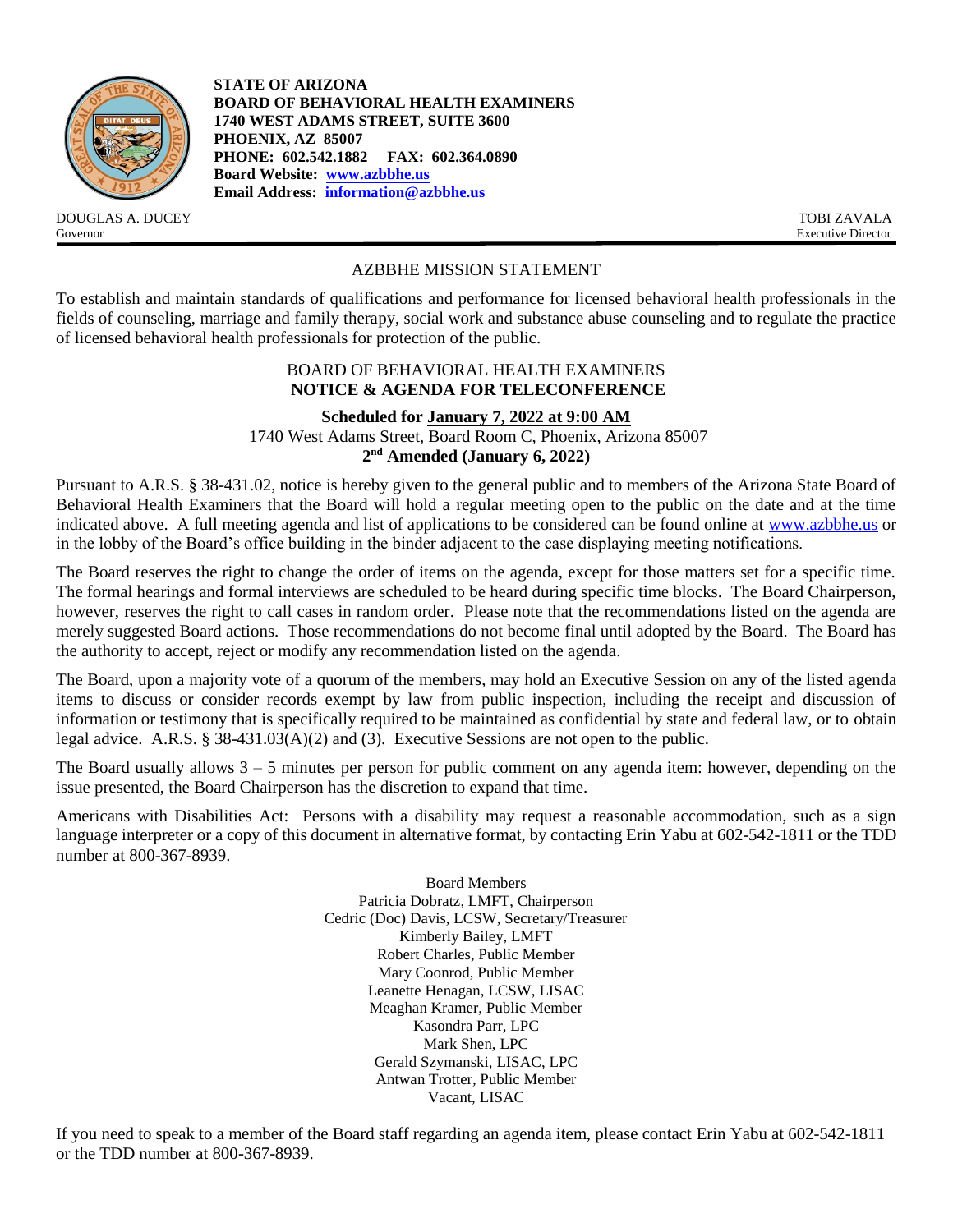**STATE OF ARIZONA**
**BOARD OF BEHAVIORAL HEALTH EXAMINERS**
**1740 WEST ADAMS STREET, SUITE 3600**
**PHOENIX, AZ 85007**
**PHONE: 602.542.1882 FAX: 602.364.0890**
**Board Website: www.azbbhe.us**
**Email Address: information@azbbhe.us**

DOUGLAS A. DUCEY
Governor

TOBI ZAVALA
Executive Director

AZBBHE MISSION STATEMENT

To establish and maintain standards of qualifications and performance for licensed behavioral health professionals in the fields of counseling, marriage and family therapy, social work and substance abuse counseling and to regulate the practice of licensed behavioral health professionals for protection of the public.

BOARD OF BEHAVIORAL HEALTH EXAMINERS
**NOTICE & AGENDA FOR TELECONFERENCE**

**Scheduled for January 7, 2022 at 9:00 AM**
1740 West Adams Street, Board Room C, Phoenix, Arizona 85007
**2nd Amended (January 6, 2022)**

Pursuant to A.R.S. § 38-431.02, notice is hereby given to the general public and to members of the Arizona State Board of Behavioral Health Examiners that the Board will hold a regular meeting open to the public on the date and at the time indicated above. A full meeting agenda and list of applications to be considered can be found online at www.azbbhe.us or in the lobby of the Board's office building in the binder adjacent to the case displaying meeting notifications.

The Board reserves the right to change the order of items on the agenda, except for those matters set for a specific time. The formal hearings and formal interviews are scheduled to be heard during specific time blocks. The Board Chairperson, however, reserves the right to call cases in random order. Please note that the recommendations listed on the agenda are merely suggested Board actions. Those recommendations do not become final until adopted by the Board. The Board has the authority to accept, reject or modify any recommendation listed on the agenda.

The Board, upon a majority vote of a quorum of the members, may hold an Executive Session on any of the listed agenda items to discuss or consider records exempt by law from public inspection, including the receipt and discussion of information or testimony that is specifically required to be maintained as confidential by state and federal law, or to obtain legal advice. A.R.S. § 38-431.03(A)(2) and (3). Executive Sessions are not open to the public.

The Board usually allows 3 – 5 minutes per person for public comment on any agenda item: however, depending on the issue presented, the Board Chairperson has the discretion to expand that time.

Americans with Disabilities Act: Persons with a disability may request a reasonable accommodation, such as a sign language interpreter or a copy of this document in alternative format, by contacting Erin Yabu at 602-542-1811 or the TDD number at 800-367-8939.

Board Members
Patricia Dobratz, LMFT, Chairperson
Cedric (Doc) Davis, LCSW, Secretary/Treasurer
Kimberly Bailey, LMFT
Robert Charles, Public Member
Mary Coonrod, Public Member
Leanette Henagan, LCSW, LISAC
Meaghan Kramer, Public Member
Kasondra Parr, LPC
Mark Shen, LPC
Gerald Szymanski, LISAC, LPC
Antwan Trotter, Public Member
Vacant, LISAC

If you need to speak to a member of the Board staff regarding an agenda item, please contact Erin Yabu at 602-542-1811 or the TDD number at 800-367-8939.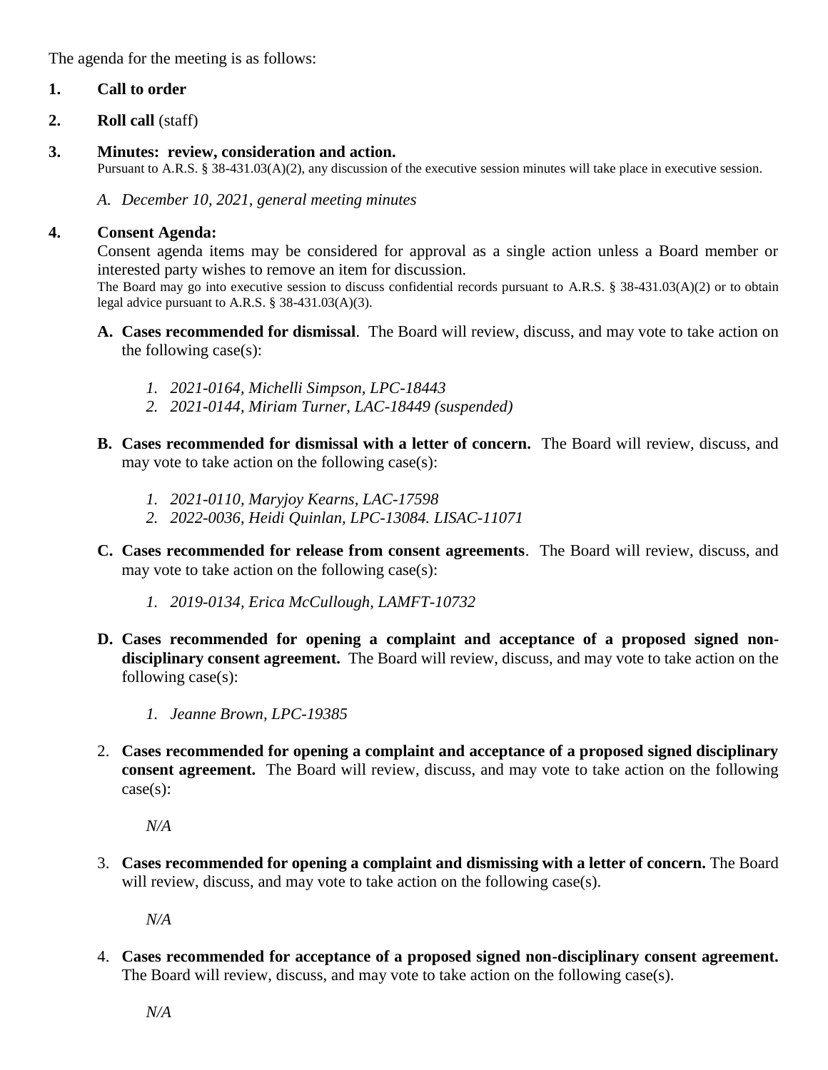The agenda for the meeting is as follows:

1. **Call to order**

2. **Roll call** (staff)

3. **Minutes: review, consideration and action.**
   Pursuant to A.R.S. § 38-431.03(A)(2), any discussion of the executive session minutes will take place in executive session.

   *A. December 10, 2021, general meeting minutes*

4. **Consent Agenda:**
   Consent agenda items may be considered for approval as a single action unless a Board member or interested party wishes to remove an item for discussion.
   The Board may go into executive session to discuss confidential records pursuant to A.R.S. § 38-431.03(A)(2) or to obtain legal advice pursuant to A.R.S. § 38-431.03(A)(3).

   **A. Cases recommended for dismissal**. The Board will review, discuss, and may vote to take action on the following case(s):

      *1. 2021-0164, Michelli Simpson, LPC-18443*
      *2. 2021-0144, Miriam Turner, LAC-18449 (suspended)*

   **B. Cases recommended for dismissal with a letter of concern.** The Board will review, discuss, and may vote to take action on the following case(s):

      *1. 2021-0110, Maryjoy Kearns, LAC-17598*
      *2. 2022-0036, Heidi Quinlan, LPC-13084. LISAC-11071*

   **C. Cases recommended for release from consent agreements**. The Board will review, discuss, and may vote to take action on the following case(s):

      *1. 2019-0134, Erica McCullough, LAMFT-10732*

   **D. Cases recommended for opening a complaint and acceptance of a proposed signed non-disciplinary consent agreement.** The Board will review, discuss, and may vote to take action on the following case(s):

      *1. Jeanne Brown, LPC-19385*

   2. **Cases recommended for opening a complaint and acceptance of a proposed signed disciplinary consent agreement.** The Board will review, discuss, and may vote to take action on the following case(s):

      *N/A*

   3. **Cases recommended for opening a complaint and dismissing with a letter of concern.** The Board will review, discuss, and may vote to take action on the following case(s).

      *N/A*

   4. **Cases recommended for acceptance of a proposed signed non-disciplinary consent agreement.** The Board will review, discuss, and may vote to take action on the following case(s).

      *N/A*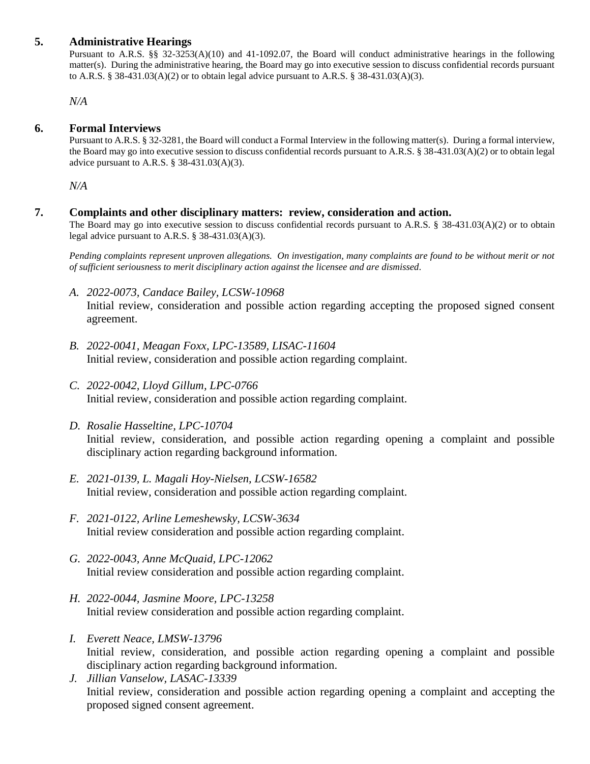## 5. Administrative Hearings

Pursuant to A.R.S. §§ 32-3253(A)(10) and 41-1092.07, the Board will conduct administrative hearings in the following matter(s). During the administrative hearing, the Board may go into executive session to discuss confidential records pursuant to A.R.S. § 38-431.03(A)(2) or to obtain legal advice pursuant to A.R.S. § 38-431.03(A)(3).

*N/A*

## 6. Formal Interviews

Pursuant to A.R.S. § 32-3281, the Board will conduct a Formal Interview in the following matter(s). During a formal interview, the Board may go into executive session to discuss confidential records pursuant to A.R.S. § 38-431.03(A)(2) or to obtain legal advice pursuant to A.R.S. § 38-431.03(A)(3).

*N/A*

## 7. Complaints and other disciplinary matters: review, consideration and action.

The Board may go into executive session to discuss confidential records pursuant to A.R.S. § 38-431.03(A)(2) or to obtain legal advice pursuant to A.R.S. § 38-431.03(A)(3).

*Pending complaints represent unproven allegations. On investigation, many complaints are found to be without merit or not of sufficient seriousness to merit disciplinary action against the licensee and are dismissed.*

A. *2022-0073, Candace Bailey, LCSW-10968*
Initial review, consideration and possible action regarding accepting the proposed signed consent agreement.

B. *2022-0041, Meagan Foxx, LPC-13589, LISAC-11604*
Initial review, consideration and possible action regarding complaint.

C. *2022-0042, Lloyd Gillum, LPC-0766*
Initial review, consideration and possible action regarding complaint.

D. *Rosalie Hasseltine, LPC-10704*
Initial review, consideration, and possible action regarding opening a complaint and possible disciplinary action regarding background information.

E. *2021-0139, L. Magali Hoy-Nielsen, LCSW-16582*
Initial review, consideration and possible action regarding complaint.

F. *2021-0122, Arline Lemeshewsky, LCSW-3634*
Initial review consideration and possible action regarding complaint.

G. *2022-0043, Anne McQuaid, LPC-12062*
Initial review consideration and possible action regarding complaint.

H. *2022-0044, Jasmine Moore, LPC-13258*
Initial review consideration and possible action regarding complaint.

I. *Everett Neace, LMSW-13796*
Initial review, consideration, and possible action regarding opening a complaint and possible disciplinary action regarding background information.

J. *Jillian Vanselow, LASAC-13339*
Initial review, consideration and possible action regarding opening a complaint and accepting the proposed signed consent agreement.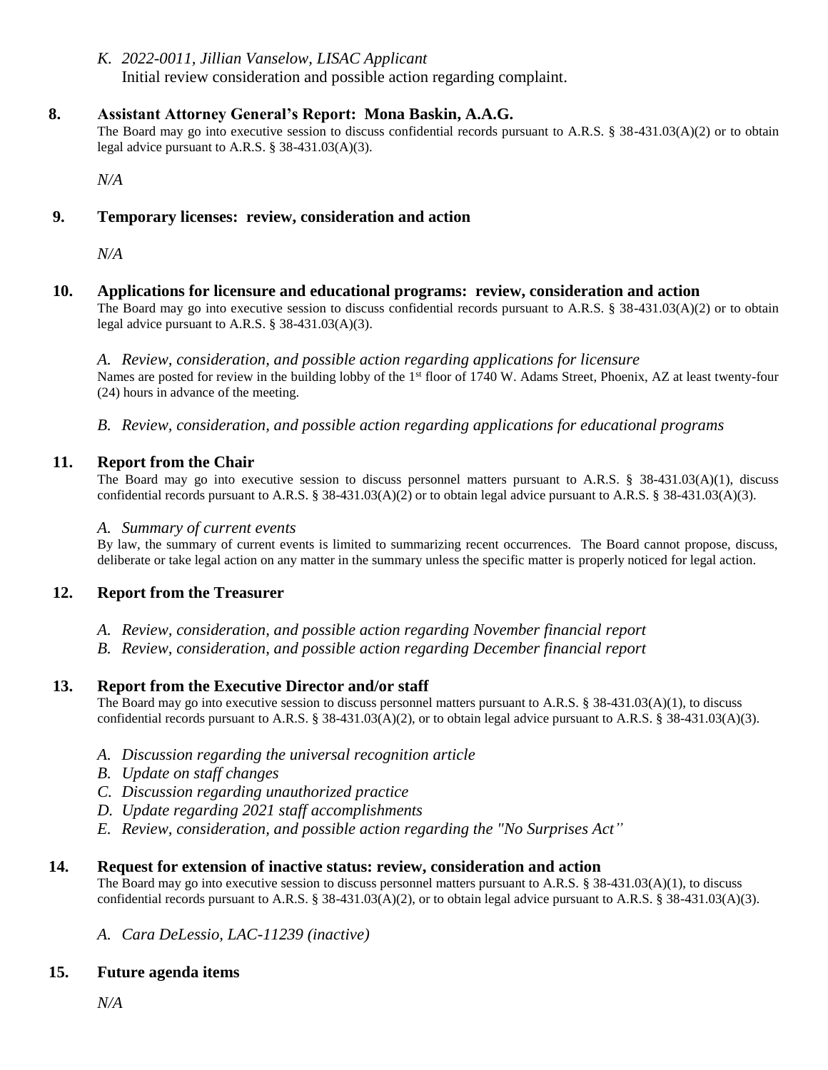*K. 2022-0011, Jillian Vanselow, LISAC Applicant*
Initial review consideration and possible action regarding complaint.

**8. Assistant Attorney General's Report: Mona Baskin, A.A.G.**

The Board may go into executive session to discuss confidential records pursuant to A.R.S. § 38-431.03(A)(2) or to obtain legal advice pursuant to A.R.S. § 38-431.03(A)(3).

*N/A*

**9. Temporary licenses: review, consideration and action**

*N/A*

**10. Applications for licensure and educational programs: review, consideration and action**

The Board may go into executive session to discuss confidential records pursuant to A.R.S. § 38-431.03(A)(2) or to obtain legal advice pursuant to A.R.S. § 38-431.03(A)(3).

*A. Review, consideration, and possible action regarding applications for licensure*
Names are posted for review in the building lobby of the 1st floor of 1740 W. Adams Street, Phoenix, AZ at least twenty-four (24) hours in advance of the meeting.

*B. Review, consideration, and possible action regarding applications for educational programs*

**11. Report from the Chair**

The Board may go into executive session to discuss personnel matters pursuant to A.R.S. § 38-431.03(A)(1), discuss confidential records pursuant to A.R.S. § 38-431.03(A)(2) or to obtain legal advice pursuant to A.R.S. § 38-431.03(A)(3).

*A. Summary of current events*
By law, the summary of current events is limited to summarizing recent occurrences. The Board cannot propose, discuss, deliberate or take legal action on any matter in the summary unless the specific matter is properly noticed for legal action.

**12. Report from the Treasurer**

*A. Review, consideration, and possible action regarding November financial report*
*B. Review, consideration, and possible action regarding December financial report*

**13. Report from the Executive Director and/or staff**

The Board may go into executive session to discuss personnel matters pursuant to A.R.S. § 38-431.03(A)(1), to discuss confidential records pursuant to A.R.S. § 38-431.03(A)(2), or to obtain legal advice pursuant to A.R.S. § 38-431.03(A)(3).

*A. Discussion regarding the universal recognition article*
*B. Update on staff changes*
*C. Discussion regarding unauthorized practice*
*D. Update regarding 2021 staff accomplishments*
*E. Review, consideration, and possible action regarding the "No Surprises Act"*

**14. Request for extension of inactive status: review, consideration and action**

The Board may go into executive session to discuss personnel matters pursuant to A.R.S. § 38-431.03(A)(1), to discuss confidential records pursuant to A.R.S. § 38-431.03(A)(2), or to obtain legal advice pursuant to A.R.S. § 38-431.03(A)(3).

*A. Cara DeLessio, LAC-11239 (inactive)*

**15. Future agenda items**

*N/A*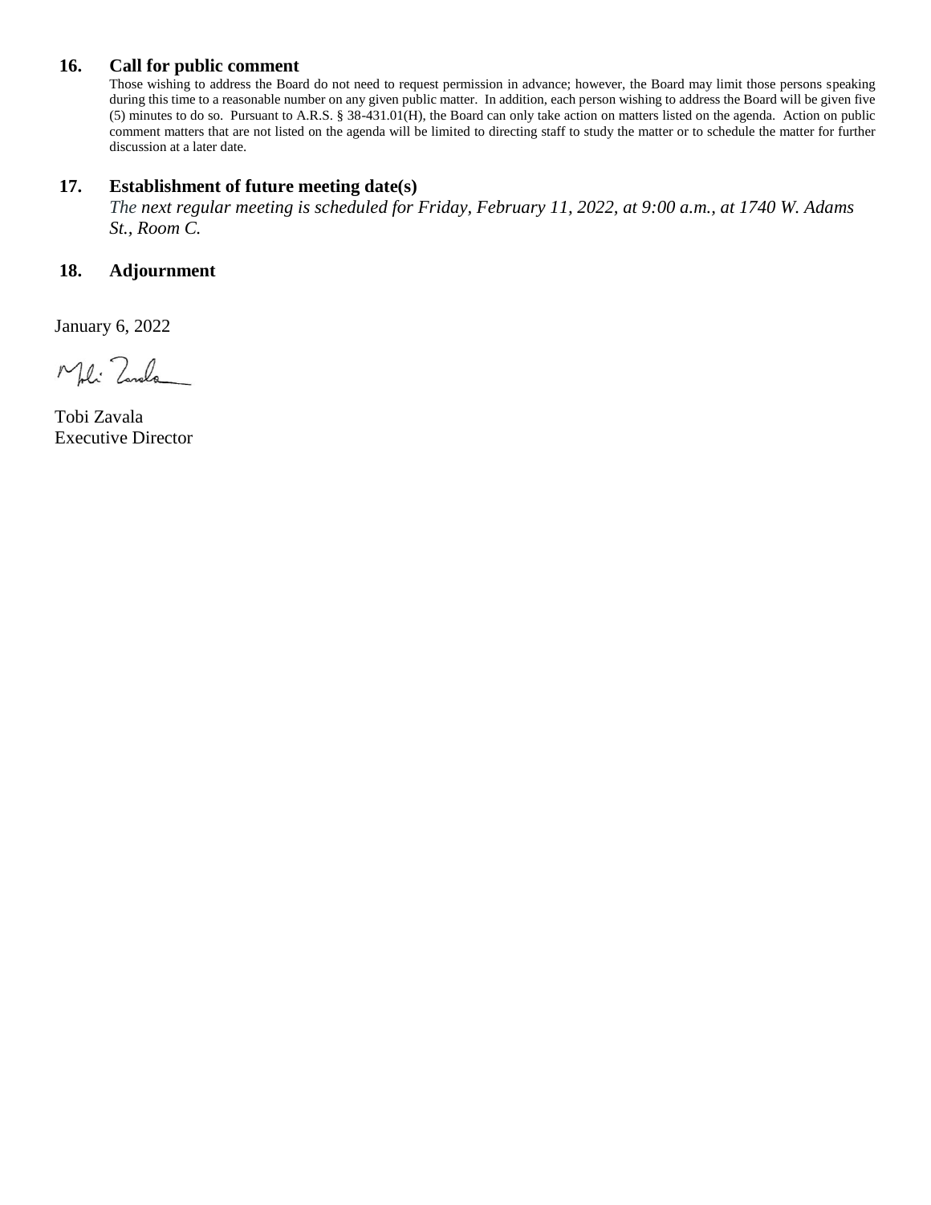**16. Call for public comment**

Those wishing to address the Board do not need to request permission in advance; however, the Board may limit those persons speaking during this time to a reasonable number on any given public matter. In addition, each person wishing to address the Board will be given five (5) minutes to do so. Pursuant to A.R.S. § 38-431.01(H), the Board can only take action on matters listed on the agenda. Action on public comment matters that are not listed on the agenda will be limited to directing staff to study the matter or to schedule the matter for further discussion at a later date.

**17. Establishment of future meeting date(s)**

*The next regular meeting is scheduled for Friday, February 11, 2022, at 9:00 a.m., at 1740 W. Adams St., Room C.*

**18. Adjournment**

January 6, 2022

Tobi Zavala
Executive Director